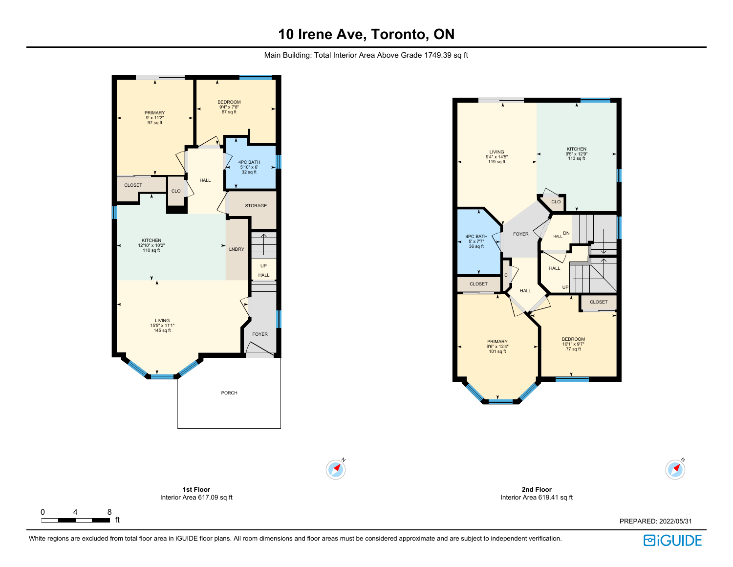# 10 Irene Ave, Toronto, ON

Main Building: Total Interior Area Above Grade 1749.39 sq ft

PRIMARY
9' x 11'2"
97 sq ft

BEDROOM
9'4" x 7'8"
67 sq ft

4PC BATH
5'10" x 6'
32 sq ft

HALL

CLOSET

CLO

STORAGE

KITCHEN
12'10" x 10'2"
110 sq ft

LNDRY

UP

HALL

LIVING
15'5" x 11'1"
145 sq ft

FOYER

PORCH

**1st Floor**
Interior Area 617.09 sq ft

LIVING
9'4" x 14'5"
119 sq ft

KITCHEN
9'5" x 12'9"
113 sq ft

CLO

4PC BATH
5' x 7'7"
36 sq ft

FOYER

HALL

DN

HALL

C

UP

CLOSET

HALL

CLOSET

PRIMARY
9'6" x 12'4"
101 sq ft

BEDROOM
10'1" x 9'7"
77 sq ft

**2nd Floor**
Interior Area 619.41 sq ft

0 4 8 ft

PREPARED: 2022/05/31

White regions are excluded from total floor area in iGUIDE floor plans. All room dimensions and floor areas must be considered approximate and are subject to independent verification.

iGUIDE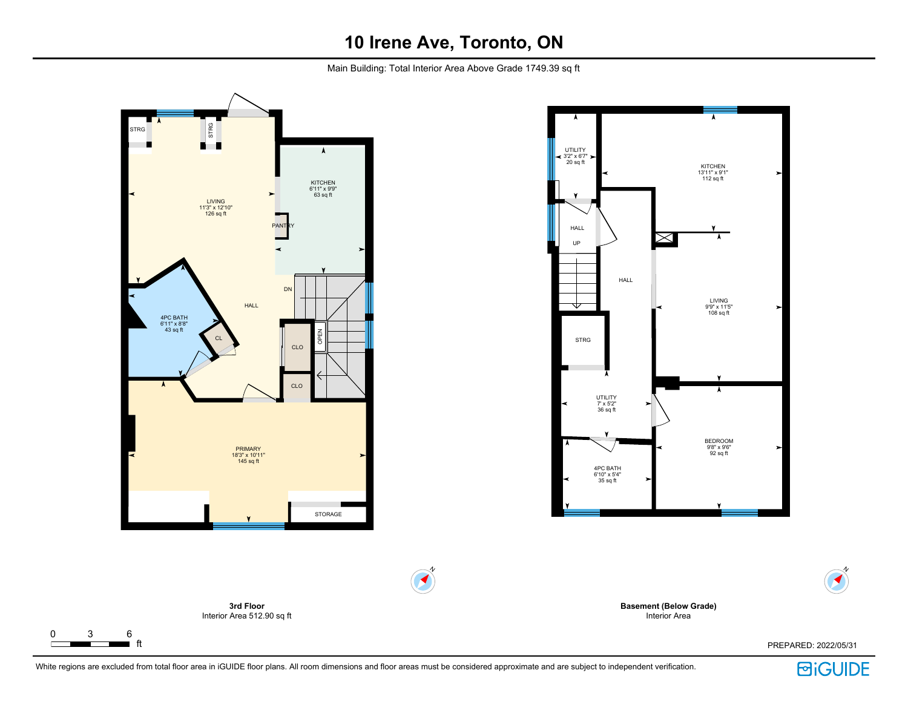# 10 Irene Ave, Toronto, ON

Main Building: Total Interior Area Above Grade 1749.39 sq ft

STRG

STRG

LIVING
11'3" x 12'10"
126 sq ft

KITCHEN
6'11" x 9'9"
63 sq ft

PANTRY

DN

HALL

4PC BATH
6'11" x 8'8"
43 sq ft

CL

OPEN

CLO

CLO

PRIMARY
18'3" x 10'11"
145 sq ft

STORAGE

**3rd Floor**
Interior Area 512.90 sq ft

UTILITY
3'2" x 6'7"
20 sq ft

KITCHEN
13'11" x 9'1"
112 sq ft

HALL

UP

HALL

LIVING
9'9" x 11'5"
108 sq ft

STRG

UTILITY
7' x 5'2"
36 sq ft

BEDROOM
9'8" x 9'6"
92 sq ft

4PC BATH
6'10" x 5'4"
35 sq ft

**Basement (Below Grade)**
Interior Area

0 3 6 ft

PREPARED: 2022/05/31

White regions are excluded from total floor area in iGUIDE floor plans. All room dimensions and floor areas must be considered approximate and are subject to independent verification.

iGUIDE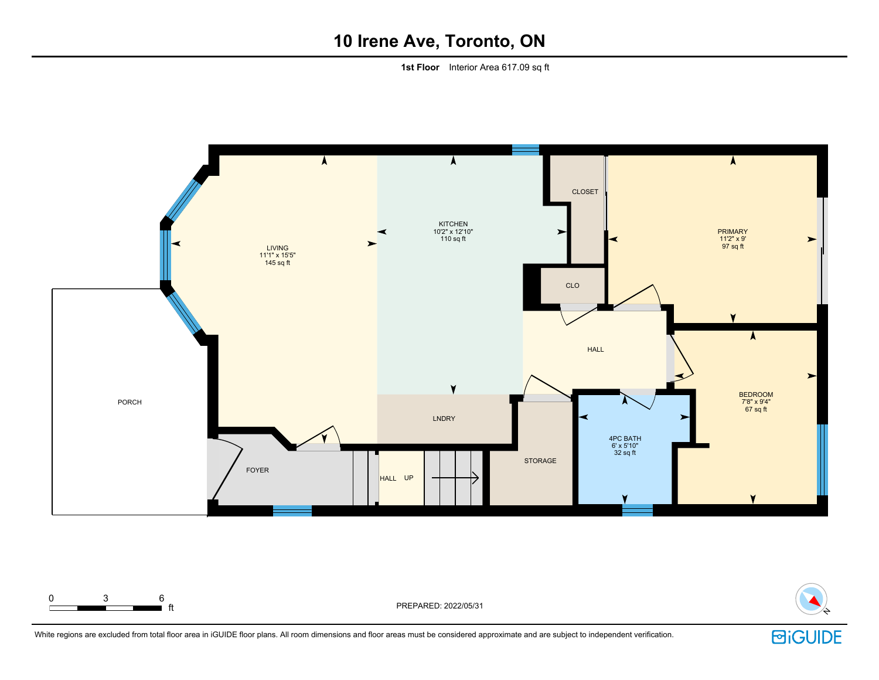# 10 Irene Ave, Toronto, ON

**1st Floor** Interior Area 617.09 sq ft

LIVING
11'1" x 15'5"
145 sq ft

KITCHEN
10'2" x 12'10"
110 sq ft

CLOSET

PRIMARY
11'2" x 9'
97 sq ft

CLO

HALL

BEDROOM
7'8" x 9'4"
67 sq ft

PORCH

LNDRY

4PC BATH
6' x 5'10"
32 sq ft

FOYER

HALL UP

STORAGE

0 3 6 ft

PREPARED: 2022/05/31

White regions are excluded from total floor area in iGUIDE floor plans. All room dimensions and floor areas must be considered approximate and are subject to independent verification.

iGUIDE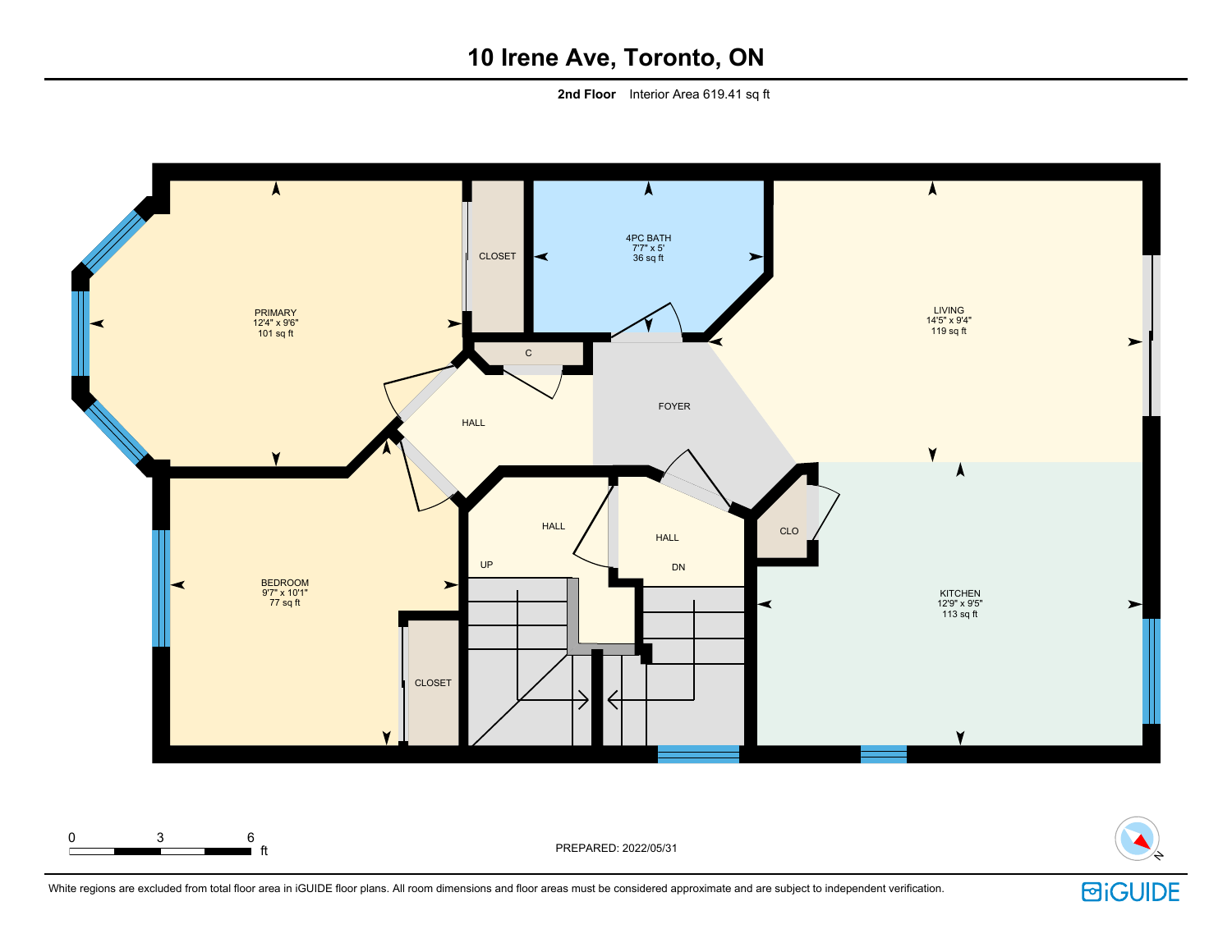# 10 Irene Ave, Toronto, ON

**2nd Floor** Interior Area 619.41 sq ft

PRIMARY
12'4" x 9'6"
101 sq ft

CLOSET

4PC BATH
7'7" x 5'
36 sq ft

LIVING
14'5" x 9'4"
119 sq ft

C

HALL

FOYER

BEDROOM
9'7" x 10'1"
77 sq ft

HALL

HALL

UP

DN

CLO

KITCHEN
12'9" x 9'5"
113 sq ft

CLOSET

0 3 6 ft

PREPARED: 2022/05/31

White regions are excluded from total floor area in iGUIDE floor plans. All room dimensions and floor areas must be considered approximate and are subject to independent verification.

iGUIDE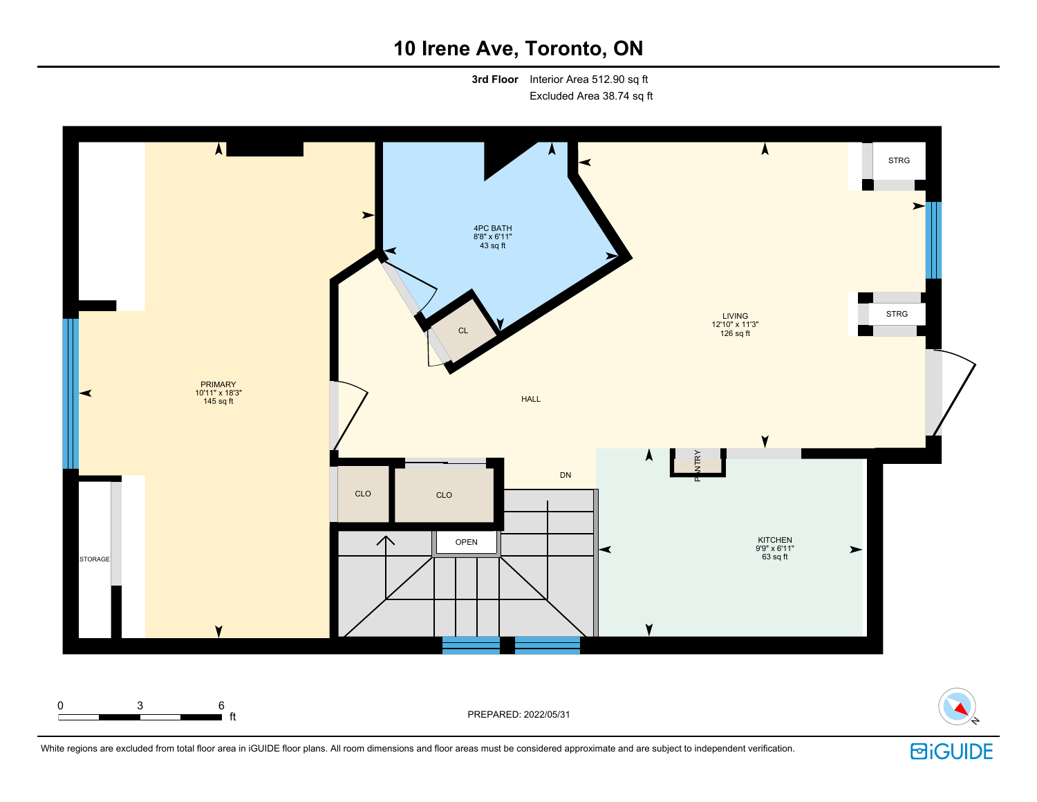# 10 Irene Ave, Toronto, ON

**3rd Floor** Interior Area 512.90 sq ft
Excluded Area 38.74 sq ft

PRIMARY
10'11" x 18'3"
145 sq ft

4PC BATH
8'8" x 6'11"
43 sq ft

LIVING
12'10" x 11'3"
126 sq ft

KITCHEN
9'9" x 6'11"
63 sq ft

HALL

CL

CLO

CLO

STRG

STRG

STORAGE

PANTRY

OPEN

DN

0 3 6 ft

PREPARED: 2022/05/31

White regions are excluded from total floor area in iGUIDE floor plans. All room dimensions and floor areas must be considered approximate and are subject to independent verification.

iGUIDE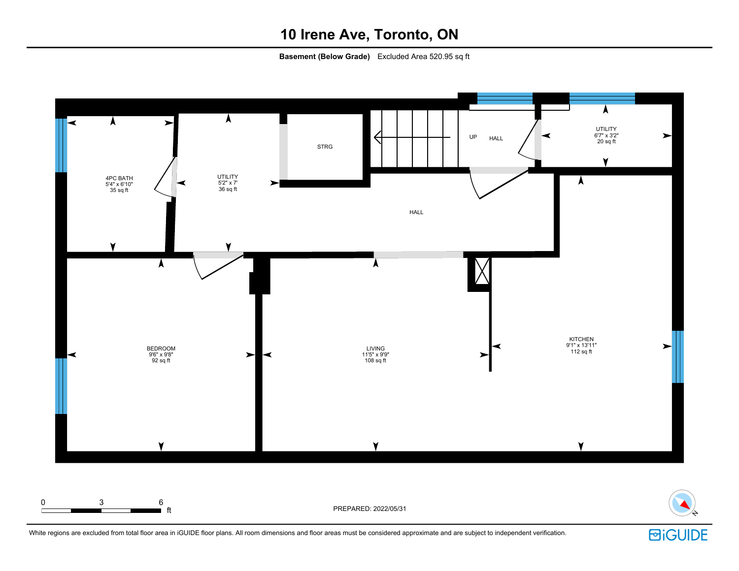# 10 Irene Ave, Toronto, ON

**Basement (Below Grade)** Excluded Area 520.95 sq ft

4PC BATH
5'4" x 6'10"
35 sq ft

UTILITY
5'2" x 7'
36 sq ft

STRG

UP

HALL

UTILITY
6'7" x 3'2"
20 sq ft

HALL

BEDROOM
9'6" x 9'8"
92 sq ft

LIVING
11'5" x 9'9"
108 sq ft

KITCHEN
9'1" x 13'11"
112 sq ft

0 3 6 ft

PREPARED: 2022/05/31

White regions are excluded from total floor area in iGUIDE floor plans. All room dimensions and floor areas must be considered approximate and are subject to independent verification.

iGUIDE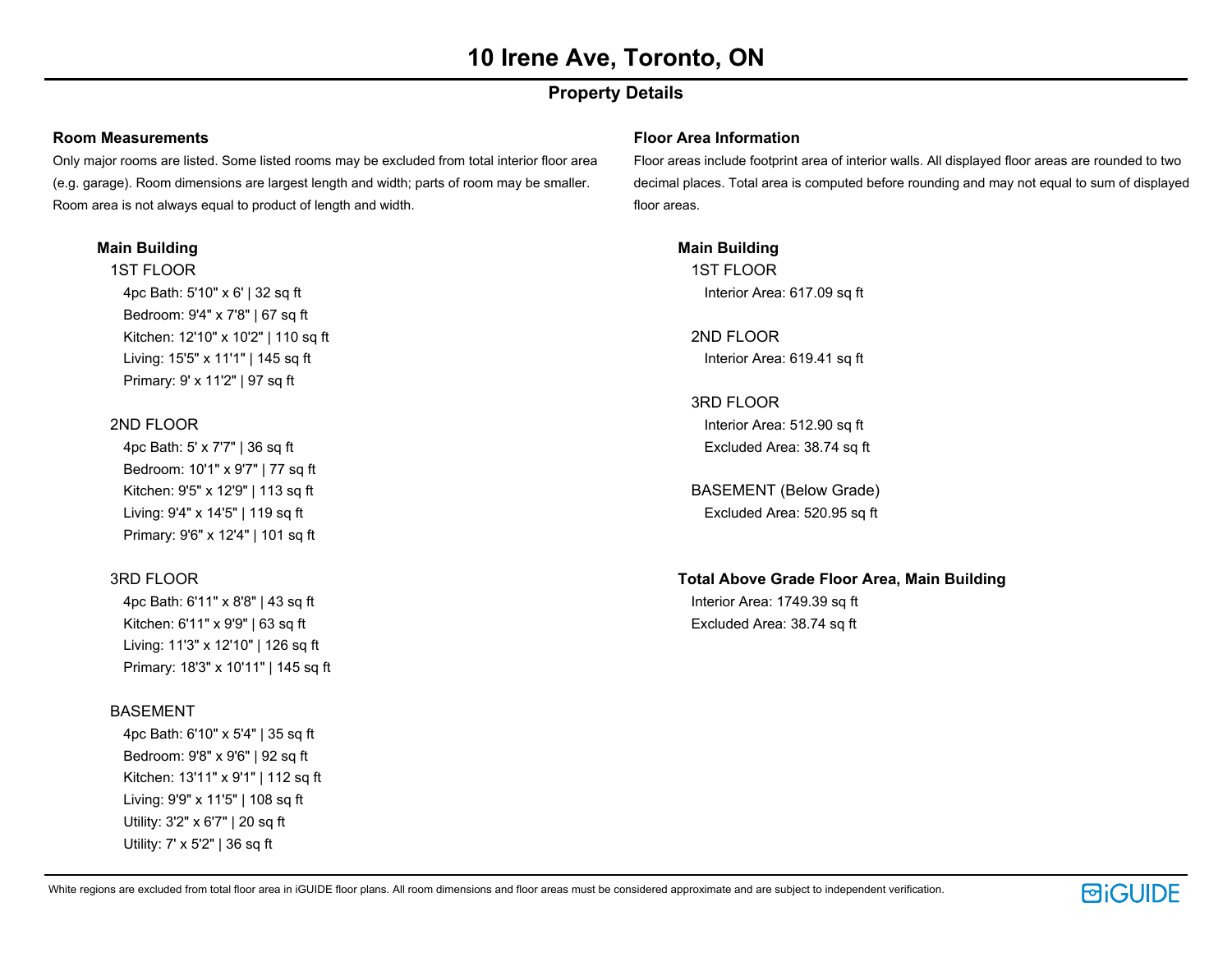# 10 Irene Ave, Toronto, ON

## Property Details

### Room Measurements

Only major rooms are listed. Some listed rooms may be excluded from total interior floor area (e.g. garage). Room dimensions are largest length and width; parts of room may be smaller. Room area is not always equal to product of length and width.

**Main Building**

1ST FLOOR

- 4pc Bath: 5'10" x 6' | 32 sq ft
- Bedroom: 9'4" x 7'8" | 67 sq ft
- Kitchen: 12'10" x 10'2" | 110 sq ft
- Living: 15'5" x 11'1" | 145 sq ft
- Primary: 9' x 11'2" | 97 sq ft

2ND FLOOR

- 4pc Bath: 5' x 7'7" | 36 sq ft
- Bedroom: 10'1" x 9'7" | 77 sq ft
- Kitchen: 9'5" x 12'9" | 113 sq ft
- Living: 9'4" x 14'5" | 119 sq ft
- Primary: 9'6" x 12'4" | 101 sq ft

3RD FLOOR

- 4pc Bath: 6'11" x 8'8" | 43 sq ft
- Kitchen: 6'11" x 9'9" | 63 sq ft
- Living: 11'3" x 12'10" | 126 sq ft
- Primary: 18'3" x 10'11" | 145 sq ft

BASEMENT

- 4pc Bath: 6'10" x 5'4" | 35 sq ft
- Bedroom: 9'8" x 9'6" | 92 sq ft
- Kitchen: 13'11" x 9'1" | 112 sq ft
- Living: 9'9" x 11'5" | 108 sq ft
- Utility: 3'2" x 6'7" | 20 sq ft
- Utility: 7' x 5'2" | 36 sq ft

### Floor Area Information

Floor areas include footprint area of interior walls. All displayed floor areas are rounded to two decimal places. Total area is computed before rounding and may not equal to sum of displayed floor areas.

**Main Building**

1ST FLOOR

- Interior Area: 617.09 sq ft

2ND FLOOR

- Interior Area: 619.41 sq ft

3RD FLOOR

- Interior Area: 512.90 sq ft
- Excluded Area: 38.74 sq ft

BASEMENT (Below Grade)

- Excluded Area: 520.95 sq ft

**Total Above Grade Floor Area, Main Building**

- Interior Area: 1749.39 sq ft
- Excluded Area: 38.74 sq ft

White regions are excluded from total floor area in iGUIDE floor plans. All room dimensions and floor areas must be considered approximate and are subject to independent verification.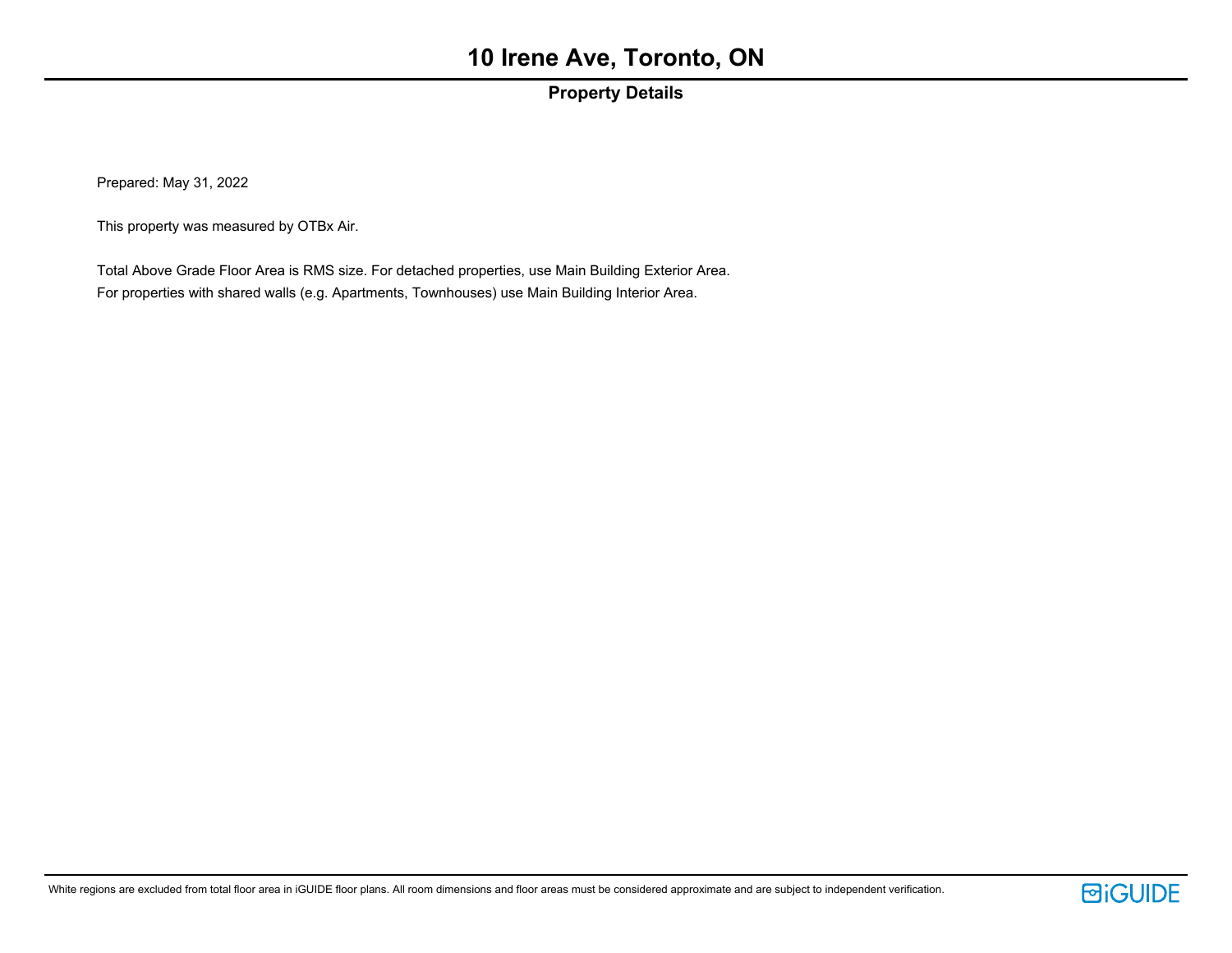# 10 Irene Ave, Toronto, ON

## Property Details

Prepared: May 31, 2022

This property was measured by OTBx Air.

Total Above Grade Floor Area is RMS size. For detached properties, use Main Building Exterior Area.
For properties with shared walls (e.g. Apartments, Townhouses) use Main Building Interior Area.

White regions are excluded from total floor area in iGUIDE floor plans. All room dimensions and floor areas must be considered approximate and are subject to independent verification.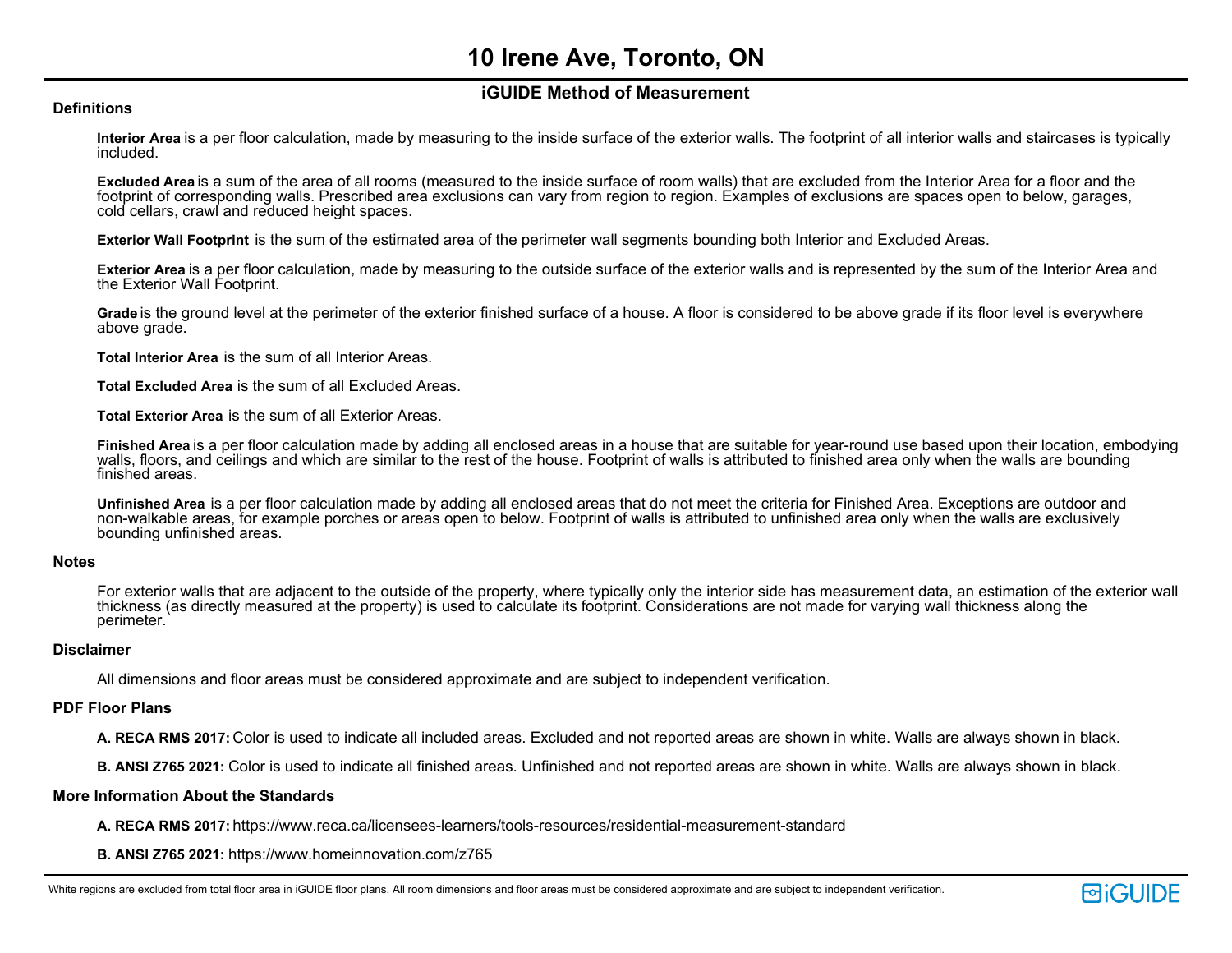# 10 Irene Ave, Toronto, ON

## iGUIDE Method of Measurement

### Definitions

**Interior Area** is a per floor calculation, made by measuring to the inside surface of the exterior walls. The footprint of all interior walls and staircases is typically included.

**Excluded Area** is a sum of the area of all rooms (measured to the inside surface of room walls) that are excluded from the Interior Area for a floor and the footprint of corresponding walls. Prescribed area exclusions can vary from region to region. Examples of exclusions are spaces open to below, garages, cold cellars, crawl and reduced height spaces.

**Exterior Wall Footprint** is the sum of the estimated area of the perimeter wall segments bounding both Interior and Excluded Areas.

**Exterior Area** is a per floor calculation, made by measuring to the outside surface of the exterior walls and is represented by the sum of the Interior Area and the Exterior Wall Footprint.

**Grade** is the ground level at the perimeter of the exterior finished surface of a house. A floor is considered to be above grade if its floor level is everywhere above grade.

**Total Interior Area** is the sum of all Interior Areas.

**Total Excluded Area** is the sum of all Excluded Areas.

**Total Exterior Area** is the sum of all Exterior Areas.

**Finished Area** is a per floor calculation made by adding all enclosed areas in a house that are suitable for year-round use based upon their location, embodying walls, floors, and ceilings and which are similar to the rest of the house. Footprint of walls is attributed to finished area only when the walls are bounding finished areas.

**Unfinished Area** is a per floor calculation made by adding all enclosed areas that do not meet the criteria for Finished Area. Exceptions are outdoor and non-walkable areas, for example porches or areas open to below. Footprint of walls is attributed to unfinished area only when the walls are exclusively bounding unfinished areas.

### Notes

For exterior walls that are adjacent to the outside of the property, where typically only the interior side has measurement data, an estimation of the exterior wall thickness (as directly measured at the property) is used to calculate its footprint. Considerations are not made for varying wall thickness along the perimeter.

### Disclaimer

All dimensions and floor areas must be considered approximate and are subject to independent verification.

### PDF Floor Plans

**A. RECA RMS 2017:** Color is used to indicate all included areas. Excluded and not reported areas are shown in white. Walls are always shown in black.

**B. ANSI Z765 2021:** Color is used to indicate all finished areas. Unfinished and not reported areas are shown in white. Walls are always shown in black.

### More Information About the Standards

**A. RECA RMS 2017:** https://www.reca.ca/licensees-learners/tools-resources/residential-measurement-standard

**B. ANSI Z765 2021:** https://www.homeinnovation.com/z765

White regions are excluded from total floor area in iGUIDE floor plans. All room dimensions and floor areas must be considered approximate and are subject to independent verification.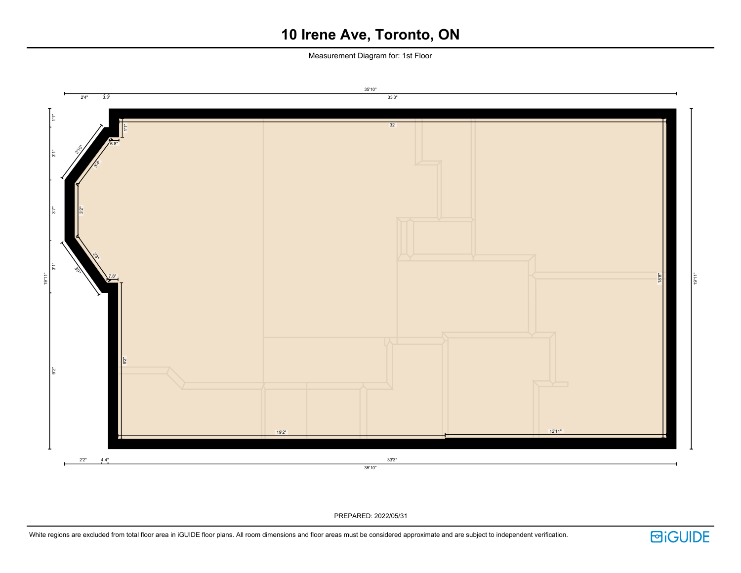# 10 Irene Ave, Toronto, ON

Measurement Diagram for: 1st Floor

35'10"

2'4" 3.3" 33'3"

1'1" 3'1" 3'7" 3'1" 9'2" 19'11"

3'10" 3'4" 6.8" 1'1" 32'

3'2" 3'3" 3'9" 7.8"

9'2"

18'8" 19'11"

19'2" 12'11"

2'2" 4.4" 33'3"

35'10"

PREPARED: 2022/05/31

White regions are excluded from total floor area in iGUIDE floor plans. All room dimensions and floor areas must be considered approximate and are subject to independent verification.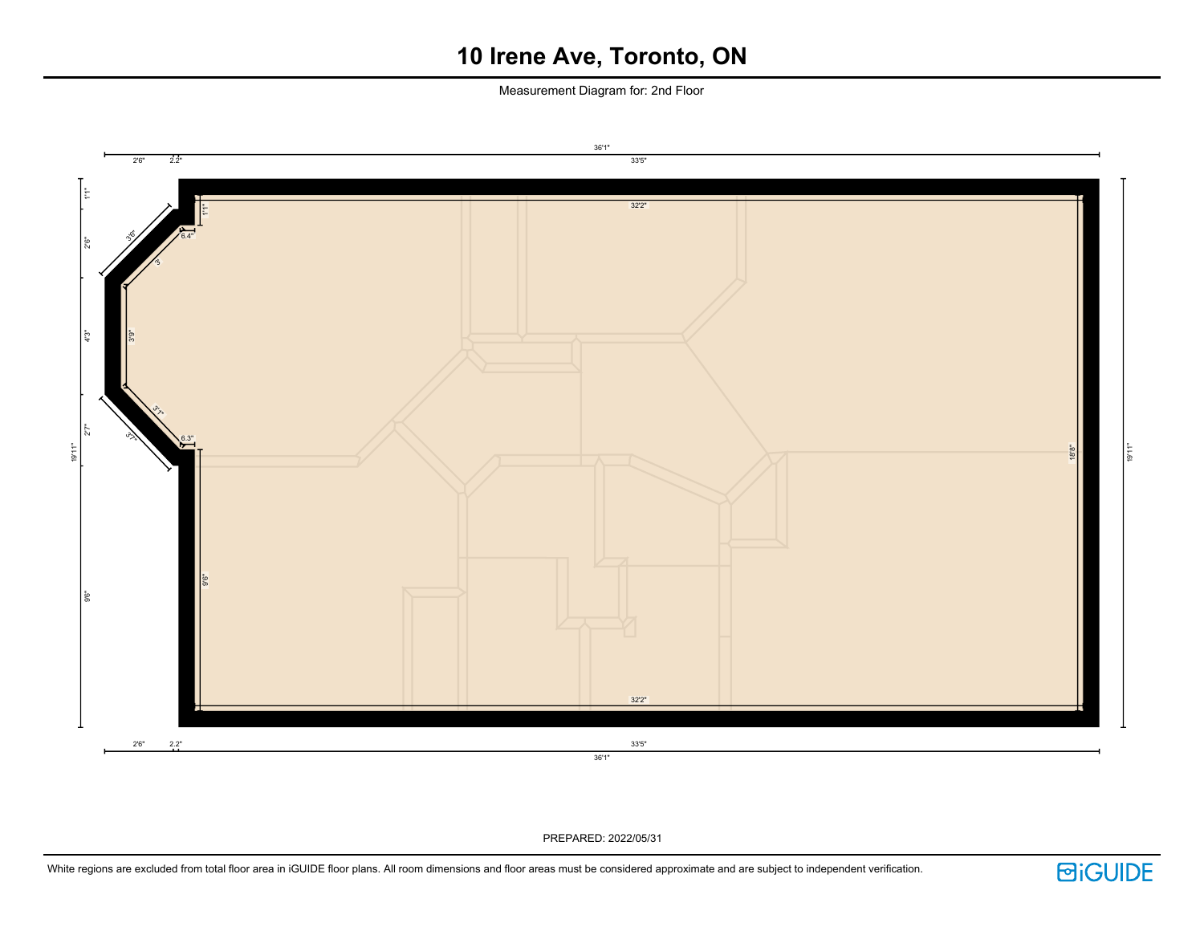# 10 Irene Ave, Toronto, ON

Measurement Diagram for: 2nd Floor

36'1"

2'6" 2.2" 33'5"

1'1" 2'6" 4'3" 2'7" 9'6" 19'11"

1'1" 6.4" 3'6" 3' 3'9" 3'1" 3'7" 6.3" 9'6"

32'2"

18'8"

19'11"

32'2"

2'6" 2.2" 33'5"

36'1"

PREPARED: 2022/05/31

White regions are excluded from total floor area in iGUIDE floor plans. All room dimensions and floor areas must be considered approximate and are subject to independent verification.

iGUIDE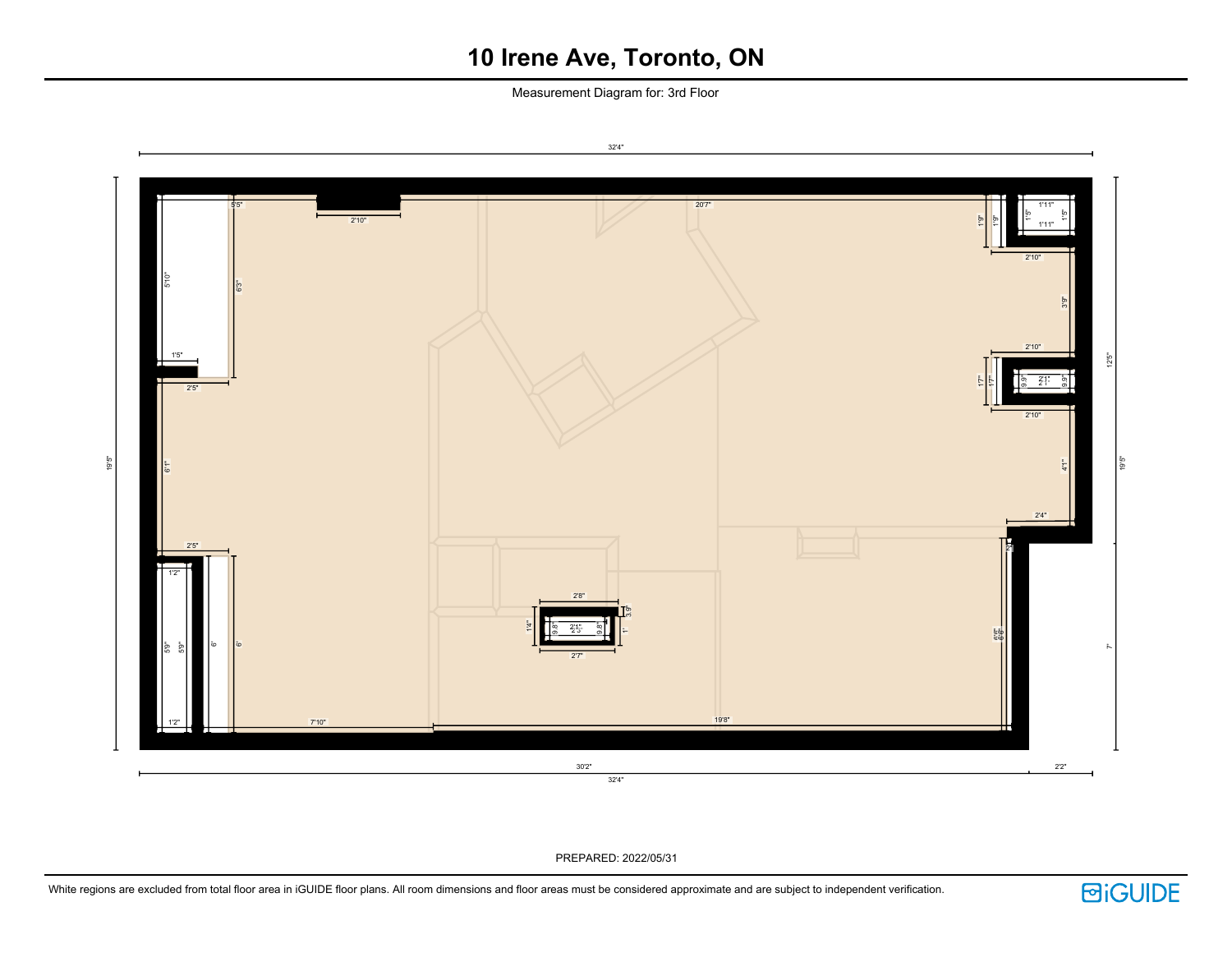# 10 Irene Ave, Toronto, ON

Measurement Diagram for: 3rd Floor

32'4"

5'5" 2'10" 20'7" 1'9" 1'9" 1'11" 1'5" 1'5" 1'11" 2'10"

5'10" 6'3" 3'9"

1'5" 2'10"

2'5" 1'7" 1'7" 9.9" 2'1" 9.9" 2'10"

19'5" 6'1" 4'1" 12'5" 19'5"

2'5" 2'4"

1'2" 2"

2'8" 3.9"

1'4" 9.8" 2'1" 2'3" 9.8" 1'

5'9" 5'9" 6' 6' 2'7" 6'6" 6'6" 7'

1'2" 7'10" 19'8"

30'2" 2'2"

32'4"

PREPARED: 2022/05/31

White regions are excluded from total floor area in iGUIDE floor plans. All room dimensions and floor areas must be considered approximate and are subject to independent verification.

iGUIDE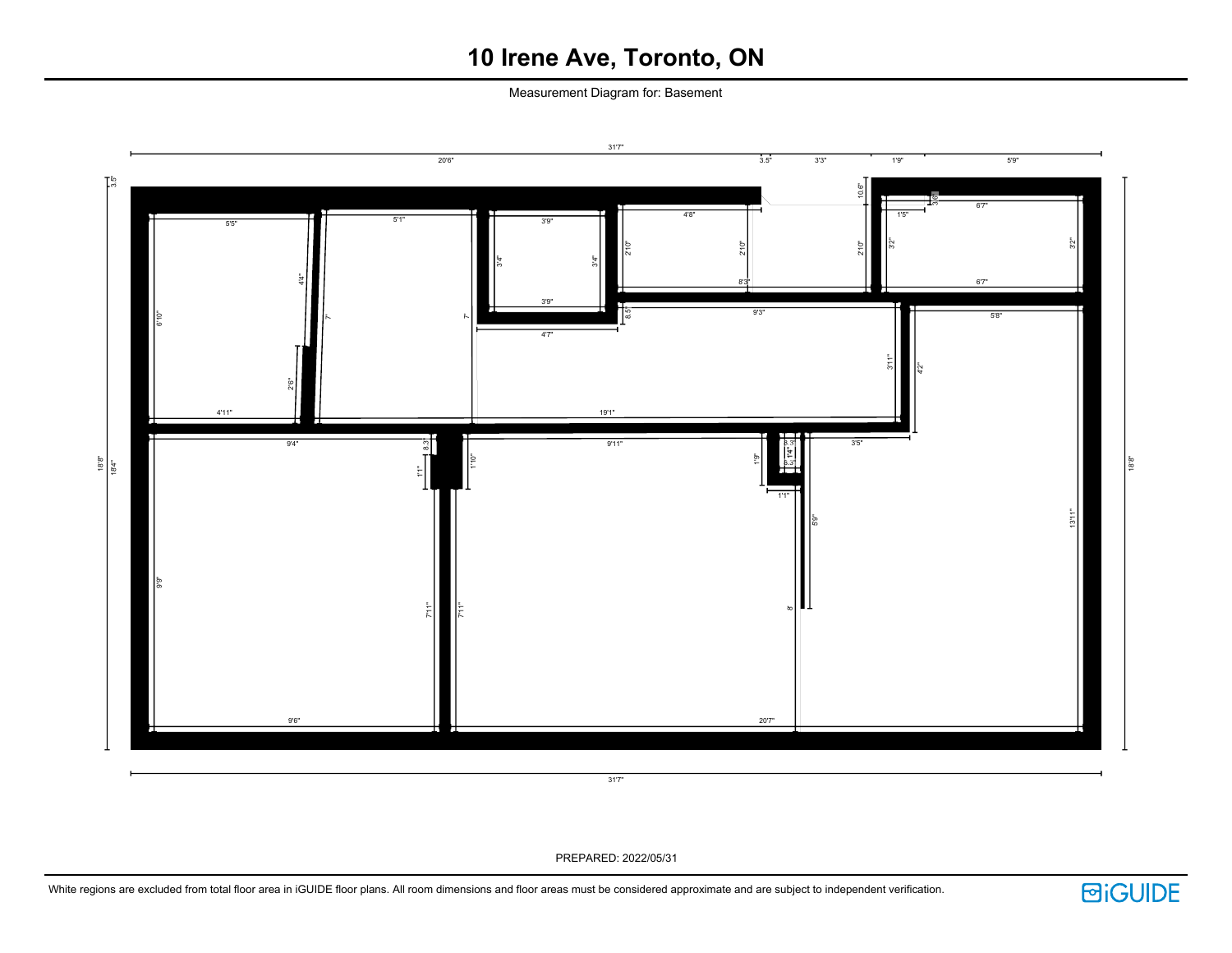# 10 Irene Ave, Toronto, ON

Measurement Diagram for: Basement

31'7"

20'6" 3.5" 3'3" 1'9" 5'9"

3.5" 10.6" 3.6"

5'5" 5'1" 3'9" 4'8" 1'5" 6'7"

4'4" 3'4" 3'4" 2'10" 2'10" 2'10" 3'2" 3'2"

6'10" 7' 7' 3'9" 8'3" 6'7"

8.5" 4'7" 9'3" 5'8"

2'6" 3'11" 4'2"

4'11" 19'1"

9'4" 8.3" 9'11" 8.3" 3'5"

18'8" 18'4" 1'1" 1'10" 1'9" 1'4" 8.3" 18'8"

1'1"

5'9"

9'9" 13'11"

7'11" 7'11" 8'

9'6" 20'7"

31'7"

PREPARED: 2022/05/31

White regions are excluded from total floor area in iGUIDE floor plans. All room dimensions and floor areas must be considered approximate and are subject to independent verification.

iGUIDE